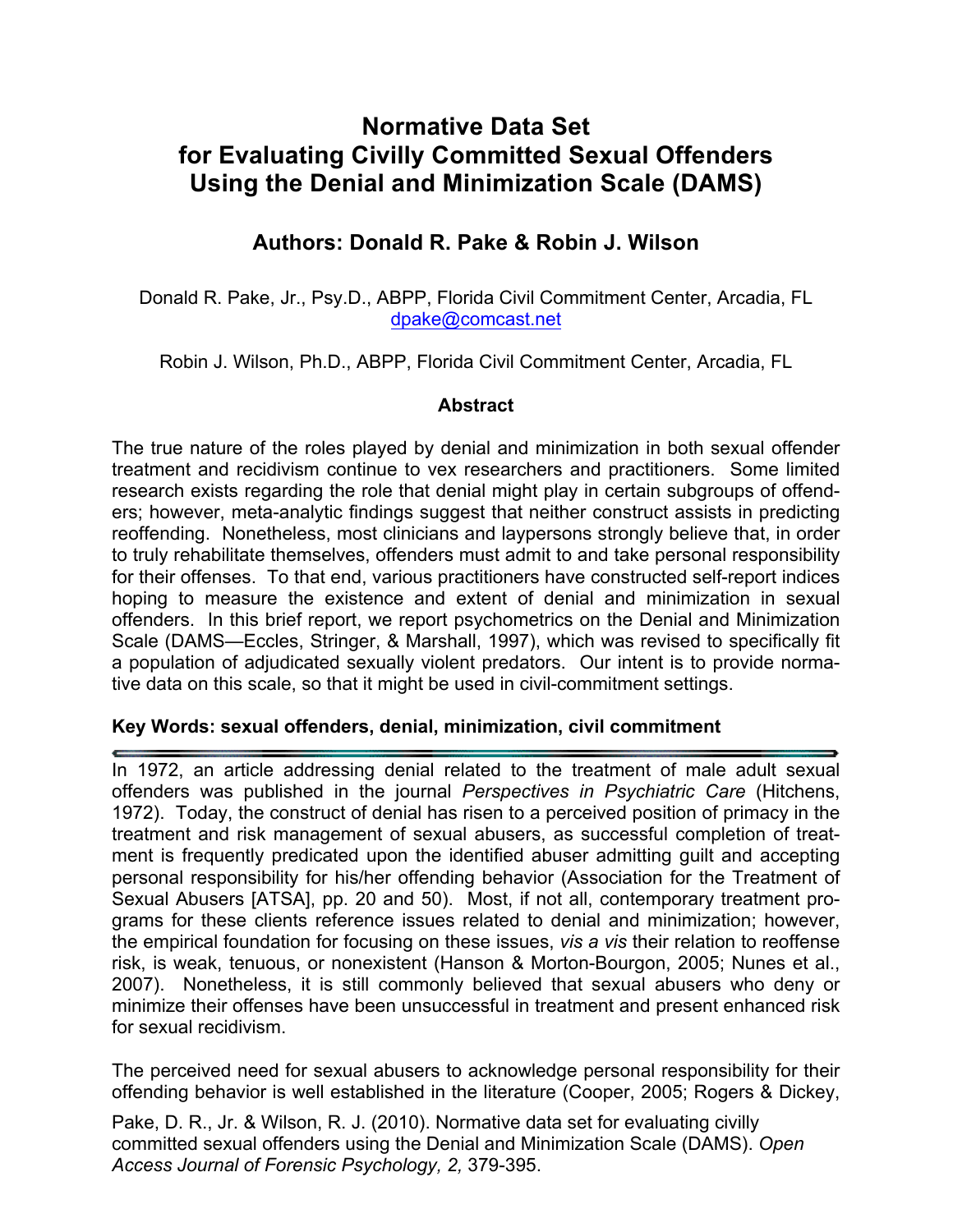# Normative Data Set for Evaluating Civilly Committed Sexual Offenders Using the Denial and Minimization Scale (DAMS)

## Authors: Donald R. Pake & Robin J. Wilson

Donald R. Pake, Jr., Psy.D., ABPP, Florida Civil Commitment Center, Arcadia, FL
dpake@comcast.net

Robin J. Wilson, Ph.D., ABPP, Florida Civil Commitment Center, Arcadia, FL

### Abstract

The true nature of the roles played by denial and minimization in both sexual offender treatment and recidivism continue to vex researchers and practitioners. Some limited research exists regarding the role that denial might play in certain subgroups of offenders; however, meta-analytic findings suggest that neither construct assists in predicting reoffending. Nonetheless, most clinicians and laypersons strongly believe that, in order to truly rehabilitate themselves, offenders must admit to and take personal responsibility for their offenses. To that end, various practitioners have constructed self-report indices hoping to measure the existence and extent of denial and minimization in sexual offenders. In this brief report, we report psychometrics on the Denial and Minimization Scale (DAMS—Eccles, Stringer, & Marshall, 1997), which was revised to specifically fit a population of adjudicated sexually violent predators. Our intent is to provide normative data on this scale, so that it might be used in civil-commitment settings.

**Key Words: sexual offenders, denial, minimization, civil commitment**

---

In 1972, an article addressing denial related to the treatment of male adult sexual offenders was published in the journal *Perspectives in Psychiatric Care* (Hitchens, 1972). Today, the construct of denial has risen to a perceived position of primacy in the treatment and risk management of sexual abusers, as successful completion of treatment is frequently predicated upon the identified abuser admitting guilt and accepting personal responsibility for his/her offending behavior (Association for the Treatment of Sexual Abusers [ATSA], pp. 20 and 50). Most, if not all, contemporary treatment programs for these clients reference issues related to denial and minimization; however, the empirical foundation for focusing on these issues, *vis a vis* their relation to reoffense risk, is weak, tenuous, or nonexistent (Hanson & Morton-Bourgon, 2005; Nunes et al., 2007). Nonetheless, it is still commonly believed that sexual abusers who deny or minimize their offenses have been unsuccessful in treatment and present enhanced risk for sexual recidivism.

The perceived need for sexual abusers to acknowledge personal responsibility for their offending behavior is well established in the literature (Cooper, 2005; Rogers & Dickey,

Pake, D. R., Jr. & Wilson, R. J. (2010). Normative data set for evaluating civilly committed sexual offenders using the Denial and Minimization Scale (DAMS). *Open Access Journal of Forensic Psychology, 2,* 379-395.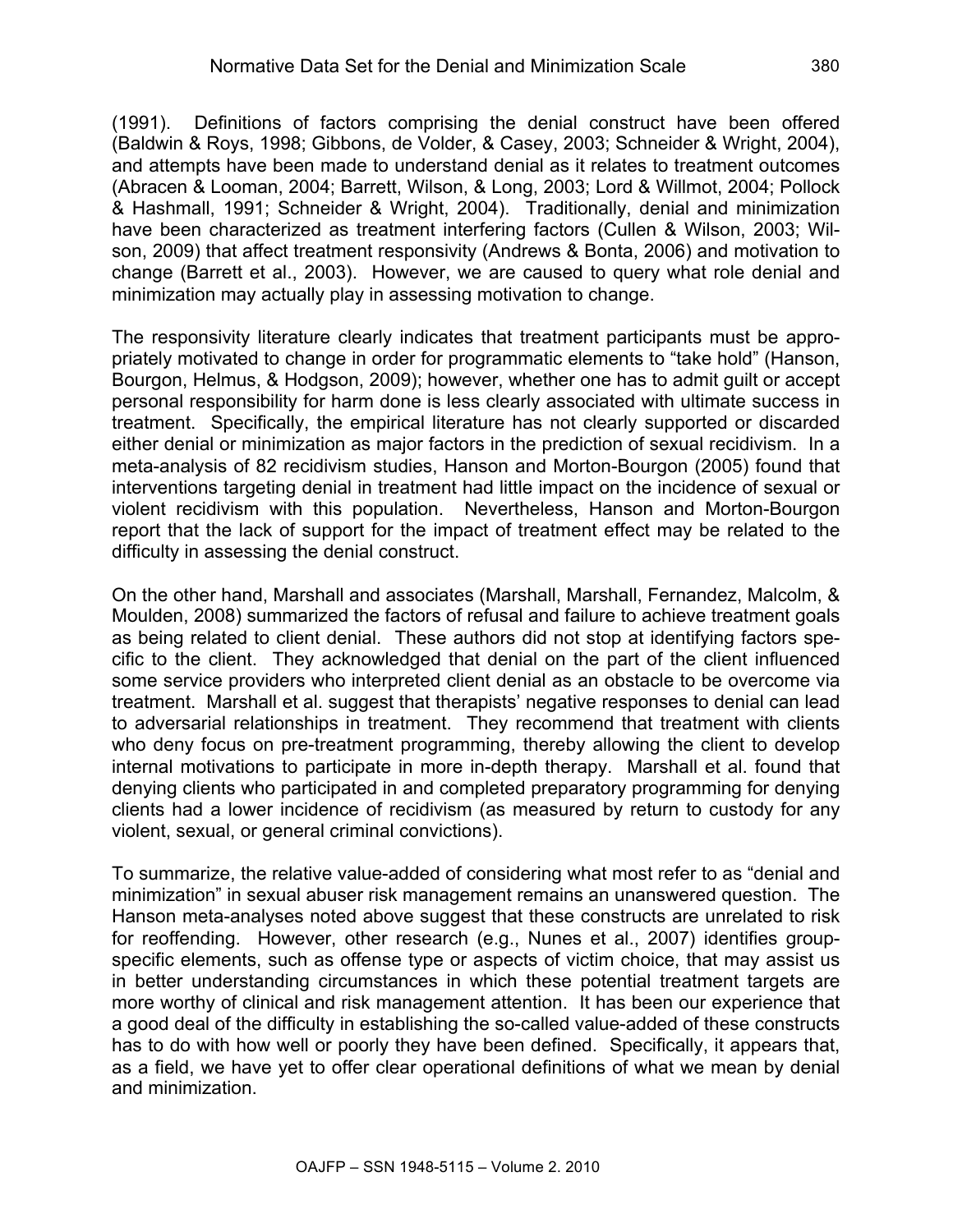(1991). Definitions of factors comprising the denial construct have been offered (Baldwin & Roys, 1998; Gibbons, de Volder, & Casey, 2003; Schneider & Wright, 2004), and attempts have been made to understand denial as it relates to treatment outcomes (Abracen & Looman, 2004; Barrett, Wilson, & Long, 2003; Lord & Willmot, 2004; Pollock & Hashmall, 1991; Schneider & Wright, 2004). Traditionally, denial and minimization have been characterized as treatment interfering factors (Cullen & Wilson, 2003; Wilson, 2009) that affect treatment responsivity (Andrews & Bonta, 2006) and motivation to change (Barrett et al., 2003). However, we are caused to query what role denial and minimization may actually play in assessing motivation to change.

The responsivity literature clearly indicates that treatment participants must be appropriately motivated to change in order for programmatic elements to "take hold" (Hanson, Bourgon, Helmus, & Hodgson, 2009); however, whether one has to admit guilt or accept personal responsibility for harm done is less clearly associated with ultimate success in treatment. Specifically, the empirical literature has not clearly supported or discarded either denial or minimization as major factors in the prediction of sexual recidivism. In a meta-analysis of 82 recidivism studies, Hanson and Morton-Bourgon (2005) found that interventions targeting denial in treatment had little impact on the incidence of sexual or violent recidivism with this population. Nevertheless, Hanson and Morton-Bourgon report that the lack of support for the impact of treatment effect may be related to the difficulty in assessing the denial construct.

On the other hand, Marshall and associates (Marshall, Marshall, Fernandez, Malcolm, & Moulden, 2008) summarized the factors of refusal and failure to achieve treatment goals as being related to client denial. These authors did not stop at identifying factors specific to the client. They acknowledged that denial on the part of the client influenced some service providers who interpreted client denial as an obstacle to be overcome via treatment. Marshall et al. suggest that therapists' negative responses to denial can lead to adversarial relationships in treatment. They recommend that treatment with clients who deny focus on pre-treatment programming, thereby allowing the client to develop internal motivations to participate in more in-depth therapy. Marshall et al. found that denying clients who participated in and completed preparatory programming for denying clients had a lower incidence of recidivism (as measured by return to custody for any violent, sexual, or general criminal convictions).

To summarize, the relative value-added of considering what most refer to as "denial and minimization" in sexual abuser risk management remains an unanswered question. The Hanson meta-analyses noted above suggest that these constructs are unrelated to risk for reoffending. However, other research (e.g., Nunes et al., 2007) identifies group-specific elements, such as offense type or aspects of victim choice, that may assist us in better understanding circumstances in which these potential treatment targets are more worthy of clinical and risk management attention. It has been our experience that a good deal of the difficulty in establishing the so-called value-added of these constructs has to do with how well or poorly they have been defined. Specifically, it appears that, as a field, we have yet to offer clear operational definitions of what we mean by denial and minimization.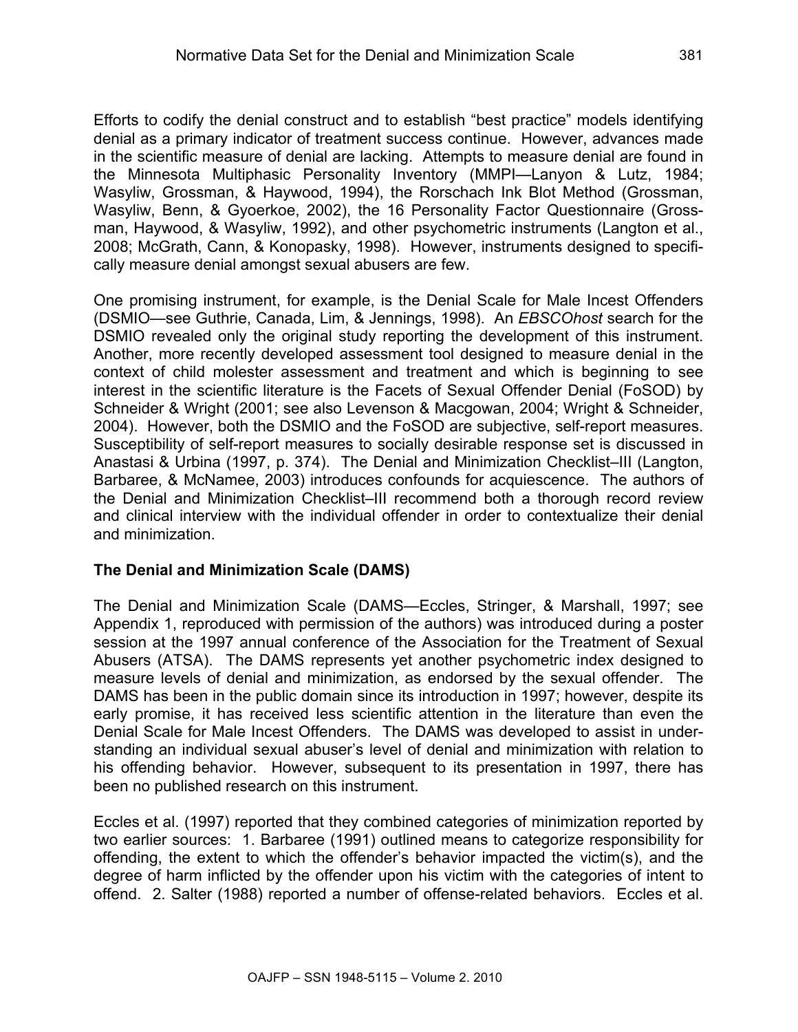Efforts to codify the denial construct and to establish "best practice" models identifying denial as a primary indicator of treatment success continue. However, advances made in the scientific measure of denial are lacking. Attempts to measure denial are found in the Minnesota Multiphasic Personality Inventory (MMPI—Lanyon & Lutz, 1984; Wasyliw, Grossman, & Haywood, 1994), the Rorschach Ink Blot Method (Grossman, Wasyliw, Benn, & Gyoerkoe, 2002), the 16 Personality Factor Questionnaire (Grossman, Haywood, & Wasyliw, 1992), and other psychometric instruments (Langton et al., 2008; McGrath, Cann, & Konopasky, 1998). However, instruments designed to specifically measure denial amongst sexual abusers are few.

One promising instrument, for example, is the Denial Scale for Male Incest Offenders (DSMIO—see Guthrie, Canada, Lim, & Jennings, 1998). An *EBSCOhost* search for the DSMIO revealed only the original study reporting the development of this instrument. Another, more recently developed assessment tool designed to measure denial in the context of child molester assessment and treatment and which is beginning to see interest in the scientific literature is the Facets of Sexual Offender Denial (FoSOD) by Schneider & Wright (2001; see also Levenson & Macgowan, 2004; Wright & Schneider, 2004). However, both the DSMIO and the FoSOD are subjective, self-report measures. Susceptibility of self-report measures to socially desirable response set is discussed in Anastasi & Urbina (1997, p. 374). The Denial and Minimization Checklist–III (Langton, Barbaree, & McNamee, 2003) introduces confounds for acquiescence. The authors of the Denial and Minimization Checklist–III recommend both a thorough record review and clinical interview with the individual offender in order to contextualize their denial and minimization.

## The Denial and Minimization Scale (DAMS)

The Denial and Minimization Scale (DAMS—Eccles, Stringer, & Marshall, 1997; see Appendix 1, reproduced with permission of the authors) was introduced during a poster session at the 1997 annual conference of the Association for the Treatment of Sexual Abusers (ATSA). The DAMS represents yet another psychometric index designed to measure levels of denial and minimization, as endorsed by the sexual offender. The DAMS has been in the public domain since its introduction in 1997; however, despite its early promise, it has received less scientific attention in the literature than even the Denial Scale for Male Incest Offenders. The DAMS was developed to assist in understanding an individual sexual abuser's level of denial and minimization with relation to his offending behavior. However, subsequent to its presentation in 1997, there has been no published research on this instrument.

Eccles et al. (1997) reported that they combined categories of minimization reported by two earlier sources: 1. Barbaree (1991) outlined means to categorize responsibility for offending, the extent to which the offender's behavior impacted the victim(s), and the degree of harm inflicted by the offender upon his victim with the categories of intent to offend. 2. Salter (1988) reported a number of offense-related behaviors. Eccles et al.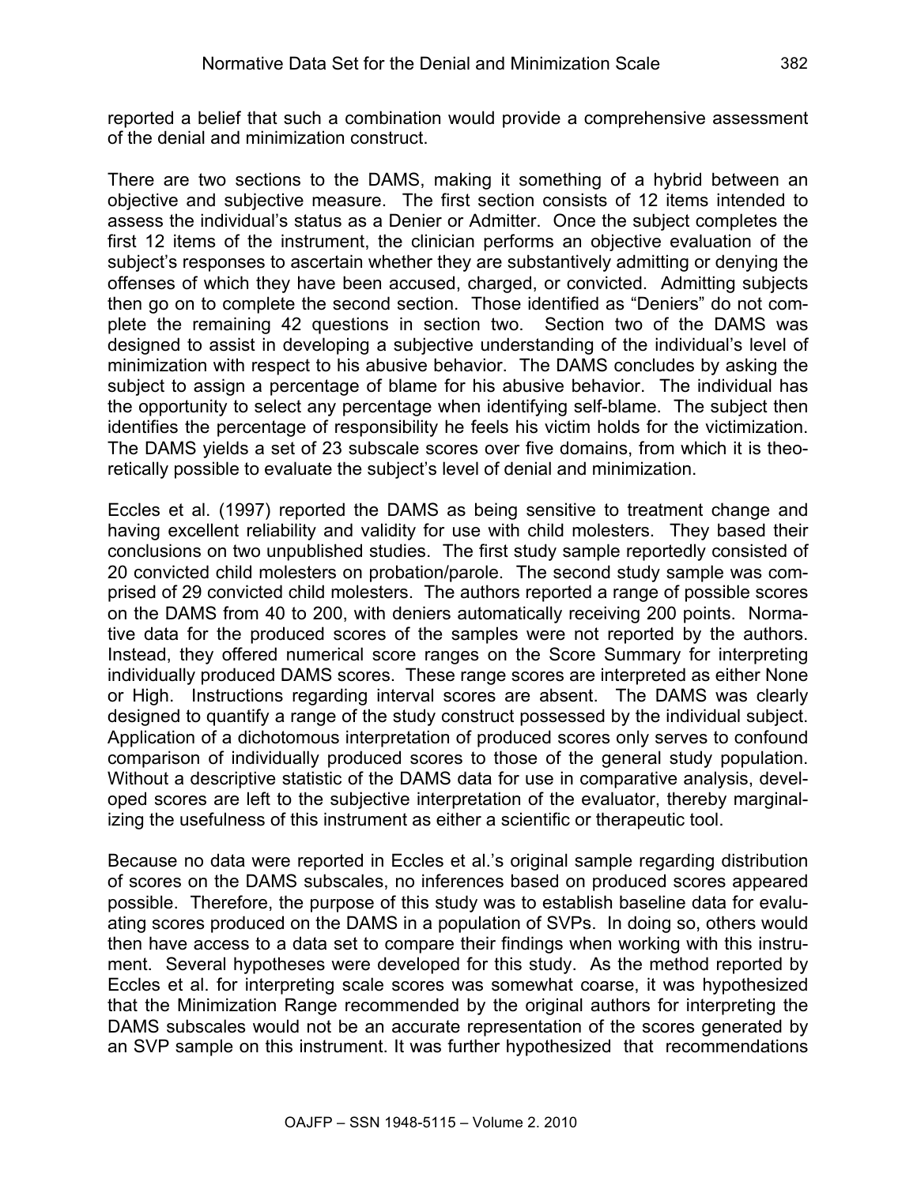reported a belief that such a combination would provide a comprehensive assessment of the denial and minimization construct.

There are two sections to the DAMS, making it something of a hybrid between an objective and subjective measure. The first section consists of 12 items intended to assess the individual's status as a Denier or Admitter. Once the subject completes the first 12 items of the instrument, the clinician performs an objective evaluation of the subject's responses to ascertain whether they are substantively admitting or denying the offenses of which they have been accused, charged, or convicted. Admitting subjects then go on to complete the second section. Those identified as "Deniers" do not complete the remaining 42 questions in section two. Section two of the DAMS was designed to assist in developing a subjective understanding of the individual's level of minimization with respect to his abusive behavior. The DAMS concludes by asking the subject to assign a percentage of blame for his abusive behavior. The individual has the opportunity to select any percentage when identifying self-blame. The subject then identifies the percentage of responsibility he feels his victim holds for the victimization. The DAMS yields a set of 23 subscale scores over five domains, from which it is theoretically possible to evaluate the subject's level of denial and minimization.

Eccles et al. (1997) reported the DAMS as being sensitive to treatment change and having excellent reliability and validity for use with child molesters. They based their conclusions on two unpublished studies. The first study sample reportedly consisted of 20 convicted child molesters on probation/parole. The second study sample was comprised of 29 convicted child molesters. The authors reported a range of possible scores on the DAMS from 40 to 200, with deniers automatically receiving 200 points. Normative data for the produced scores of the samples were not reported by the authors. Instead, they offered numerical score ranges on the Score Summary for interpreting individually produced DAMS scores. These range scores are interpreted as either None or High. Instructions regarding interval scores are absent. The DAMS was clearly designed to quantify a range of the study construct possessed by the individual subject. Application of a dichotomous interpretation of produced scores only serves to confound comparison of individually produced scores to those of the general study population. Without a descriptive statistic of the DAMS data for use in comparative analysis, developed scores are left to the subjective interpretation of the evaluator, thereby marginalizing the usefulness of this instrument as either a scientific or therapeutic tool.

Because no data were reported in Eccles et al.'s original sample regarding distribution of scores on the DAMS subscales, no inferences based on produced scores appeared possible. Therefore, the purpose of this study was to establish baseline data for evaluating scores produced on the DAMS in a population of SVPs. In doing so, others would then have access to a data set to compare their findings when working with this instrument. Several hypotheses were developed for this study. As the method reported by Eccles et al. for interpreting scale scores was somewhat coarse, it was hypothesized that the Minimization Range recommended by the original authors for interpreting the DAMS subscales would not be an accurate representation of the scores generated by an SVP sample on this instrument. It was further hypothesized that recommendations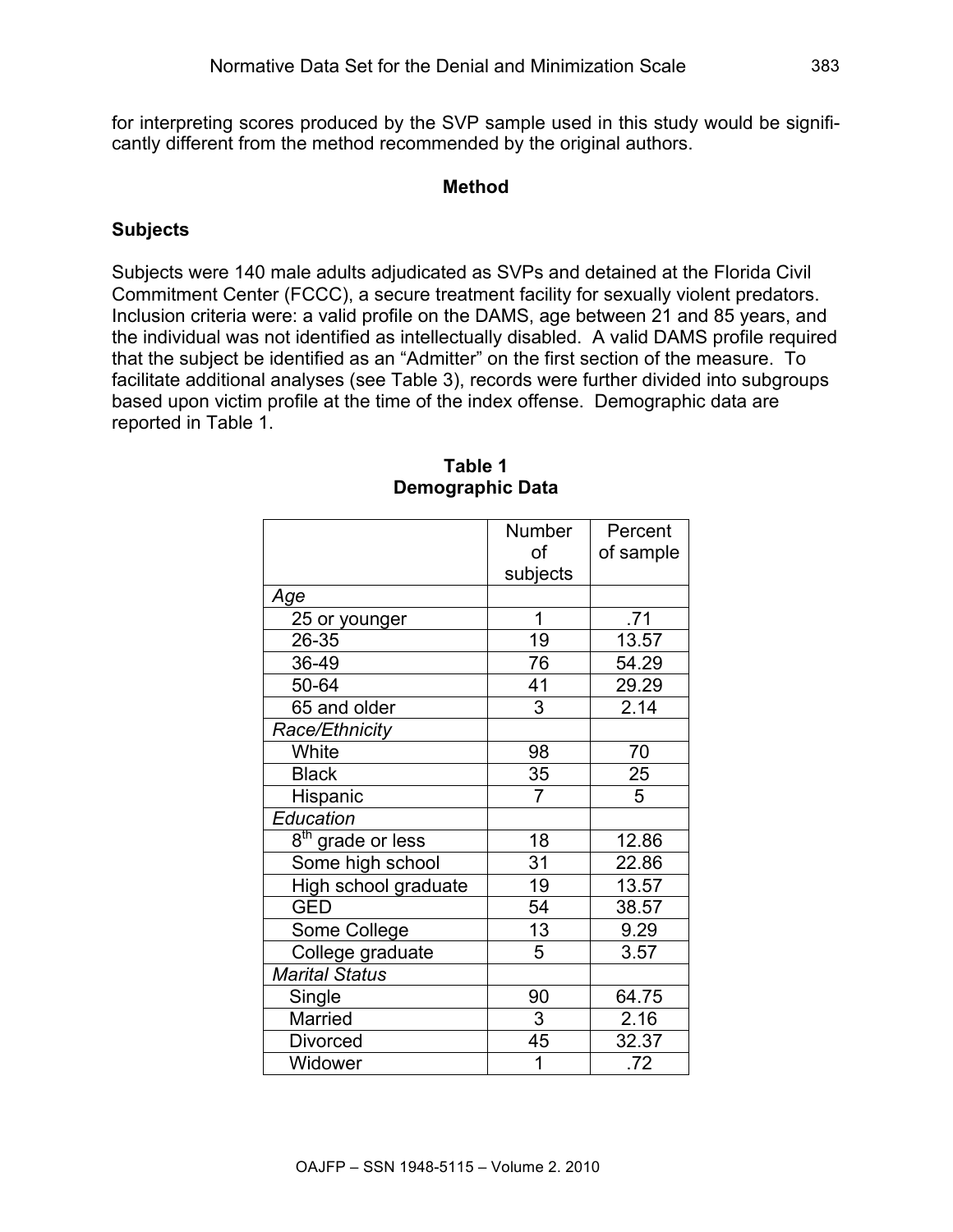for interpreting scores produced by the SVP sample used in this study would be significantly different from the method recommended by the original authors.

## Method

### Subjects

Subjects were 140 male adults adjudicated as SVPs and detained at the Florida Civil Commitment Center (FCCC), a secure treatment facility for sexually violent predators. Inclusion criteria were: a valid profile on the DAMS, age between 21 and 85 years, and the individual was not identified as intellectually disabled. A valid DAMS profile required that the subject be identified as an "Admitter" on the first section of the measure. To facilitate additional analyses (see Table 3), records were further divided into subgroups based upon victim profile at the time of the index offense. Demographic data are reported in Table 1.

**Table 1**
**Demographic Data**

| | Number of subjects | Percent of sample |
|---|---|---|
| *Age* | | |
| 25 or younger | 1 | .71 |
| 26-35 | 19 | 13.57 |
| 36-49 | 76 | 54.29 |
| 50-64 | 41 | 29.29 |
| 65 and older | 3 | 2.14 |
| *Race/Ethnicity* | | |
| White | 98 | 70 |
| Black | 35 | 25 |
| Hispanic | 7 | 5 |
| *Education* | | |
| 8th grade or less | 18 | 12.86 |
| Some high school | 31 | 22.86 |
| High school graduate | 19 | 13.57 |
| GED | 54 | 38.57 |
| Some College | 13 | 9.29 |
| College graduate | 5 | 3.57 |
| *Marital Status* | | |
| Single | 90 | 64.75 |
| Married | 3 | 2.16 |
| Divorced | 45 | 32.37 |
| Widower | 1 | .72 |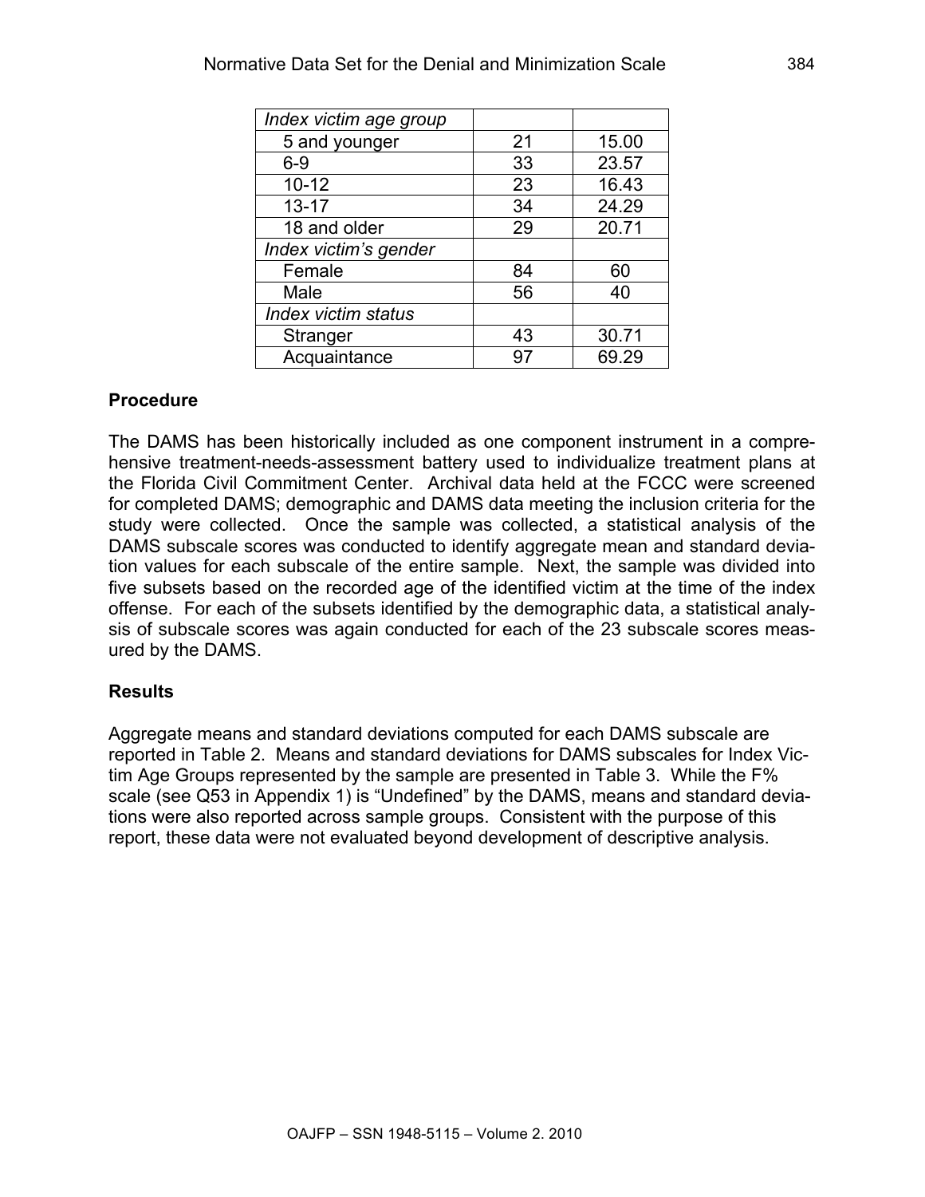| | | |
|---|---|---|
| *Index victim age group* | | |
| 5 and younger | 21 | 15.00 |
| 6-9 | 33 | 23.57 |
| 10-12 | 23 | 16.43 |
| 13-17 | 34 | 24.29 |
| 18 and older | 29 | 20.71 |
| *Index victim's gender* | | |
| Female | 84 | 60 |
| Male | 56 | 40 |
| *Index victim status* | | |
| Stranger | 43 | 30.71 |
| Acquaintance | 97 | 69.29 |

## Procedure

The DAMS has been historically included as one component instrument in a comprehensive treatment-needs-assessment battery used to individualize treatment plans at the Florida Civil Commitment Center. Archival data held at the FCCC were screened for completed DAMS; demographic and DAMS data meeting the inclusion criteria for the study were collected. Once the sample was collected, a statistical analysis of the DAMS subscale scores was conducted to identify aggregate mean and standard deviation values for each subscale of the entire sample. Next, the sample was divided into five subsets based on the recorded age of the identified victim at the time of the index offense. For each of the subsets identified by the demographic data, a statistical analysis of subscale scores was again conducted for each of the 23 subscale scores measured by the DAMS.

## Results

Aggregate means and standard deviations computed for each DAMS subscale are reported in Table 2. Means and standard deviations for DAMS subscales for Index Victim Age Groups represented by the sample are presented in Table 3. While the F% scale (see Q53 in Appendix 1) is "Undefined" by the DAMS, means and standard deviations were also reported across sample groups. Consistent with the purpose of this report, these data were not evaluated beyond development of descriptive analysis.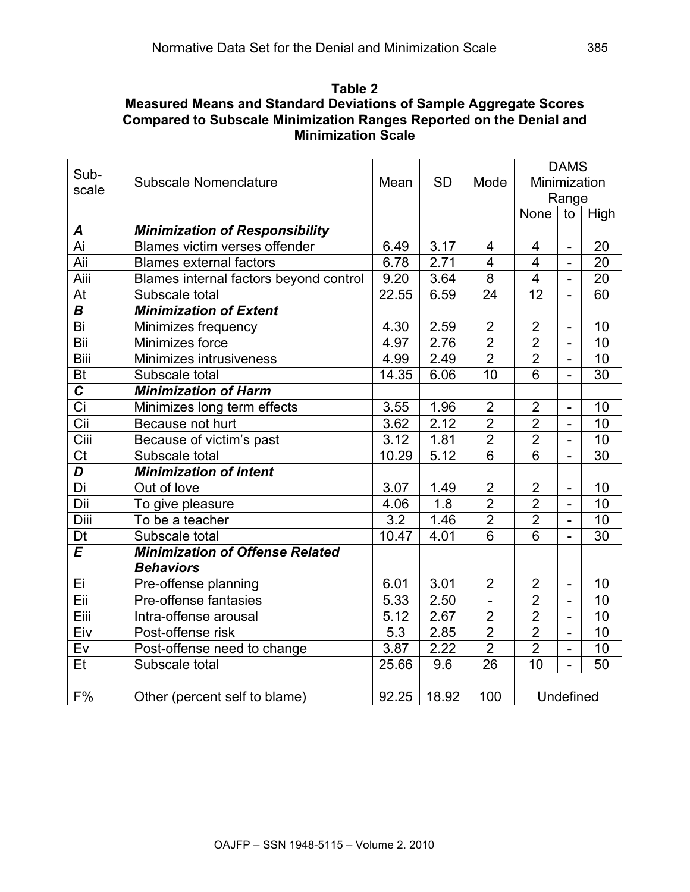**Table 2**
**Measured Means and Standard Deviations of Sample Aggregate Scores Compared to Subscale Minimization Ranges Reported on the Denial and Minimization Scale**

| Sub-scale | Subscale Nomenclature | Mean | SD | Mode | DAMS Minimization Range | | |
|---|---|---|---|---|---|---|---|
| | | | | | None | to | High |
| ***A*** | ***Minimization of Responsibility*** | | | | | | |
| Ai | Blames victim verses offender | 6.49 | 3.17 | 4 | 4 | - | 20 |
| Aii | Blames external factors | 6.78 | 2.71 | 4 | 4 | - | 20 |
| Aiii | Blames internal factors beyond control | 9.20 | 3.64 | 8 | 4 | - | 20 |
| At | Subscale total | 22.55 | 6.59 | 24 | 12 | - | 60 |
| ***B*** | ***Minimization of Extent*** | | | | | | |
| Bi | Minimizes frequency | 4.30 | 2.59 | 2 | 2 | - | 10 |
| Bii | Minimizes force | 4.97 | 2.76 | 2 | 2 | - | 10 |
| Biii | Minimizes intrusiveness | 4.99 | 2.49 | 2 | 2 | - | 10 |
| Bt | Subscale total | 14.35 | 6.06 | 10 | 6 | - | 30 |
| ***C*** | ***Minimization of Harm*** | | | | | | |
| Ci | Minimizes long term effects | 3.55 | 1.96 | 2 | 2 | - | 10 |
| Cii | Because not hurt | 3.62 | 2.12 | 2 | 2 | - | 10 |
| Ciii | Because of victim's past | 3.12 | 1.81 | 2 | 2 | - | 10 |
| Ct | Subscale total | 10.29 | 5.12 | 6 | 6 | - | 30 |
| ***D*** | ***Minimization of Intent*** | | | | | | |
| Di | Out of love | 3.07 | 1.49 | 2 | 2 | - | 10 |
| Dii | To give pleasure | 4.06 | 1.8 | 2 | 2 | - | 10 |
| Diii | To be a teacher | 3.2 | 1.46 | 2 | 2 | - | 10 |
| Dt | Subscale total | 10.47 | 4.01 | 6 | 6 | - | 30 |
| ***E*** | ***Minimization of Offense Related Behaviors*** | | | | | | |
| Ei | Pre-offense planning | 6.01 | 3.01 | 2 | 2 | - | 10 |
| Eii | Pre-offense fantasies | 5.33 | 2.50 | - | 2 | - | 10 |
| Eiii | Intra-offense arousal | 5.12 | 2.67 | 2 | 2 | - | 10 |
| Eiv | Post-offense risk | 5.3 | 2.85 | 2 | 2 | - | 10 |
| Ev | Post-offense need to change | 3.87 | 2.22 | 2 | 2 | - | 10 |
| Et | Subscale total | 25.66 | 9.6 | 26 | 10 | - | 50 |
| | | | | | | | |
| F% | Other (percent self to blame) | 92.25 | 18.92 | 100 | Undefined | | |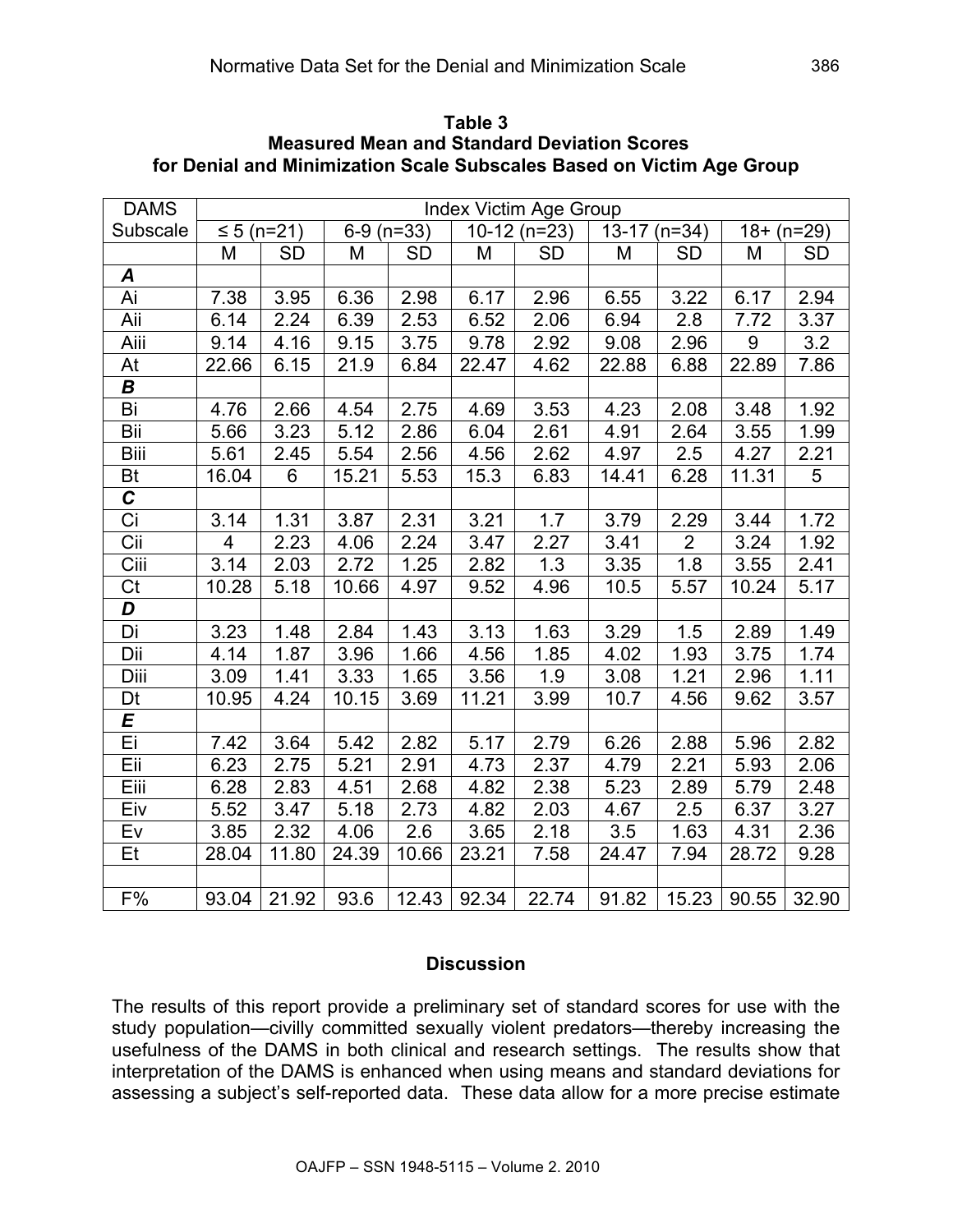**Table 3**
**Measured Mean and Standard Deviation Scores for Denial and Minimization Scale Subscales Based on Victim Age Group**

| DAMS | Index Victim Age Group | | | | | | | | | |
|---|---|---|---|---|---|---|---|---|---|---|
| Subscale | ≤ 5 (n=21) | | 6-9 (n=33) | | 10-12 (n=23) | | 13-17 (n=34) | | 18+ (n=29) | |
| | M | SD | M | SD | M | SD | M | SD | M | SD |
| ***A*** | | | | | | | | | | |
| Ai | 7.38 | 3.95 | 6.36 | 2.98 | 6.17 | 2.96 | 6.55 | 3.22 | 6.17 | 2.94 |
| Aii | 6.14 | 2.24 | 6.39 | 2.53 | 6.52 | 2.06 | 6.94 | 2.8 | 7.72 | 3.37 |
| Aiii | 9.14 | 4.16 | 9.15 | 3.75 | 9.78 | 2.92 | 9.08 | 2.96 | 9 | 3.2 |
| At | 22.66 | 6.15 | 21.9 | 6.84 | 22.47 | 4.62 | 22.88 | 6.88 | 22.89 | 7.86 |
| ***B*** | | | | | | | | | | |
| Bi | 4.76 | 2.66 | 4.54 | 2.75 | 4.69 | 3.53 | 4.23 | 2.08 | 3.48 | 1.92 |
| Bii | 5.66 | 3.23 | 5.12 | 2.86 | 6.04 | 2.61 | 4.91 | 2.64 | 3.55 | 1.99 |
| Biii | 5.61 | 2.45 | 5.54 | 2.56 | 4.56 | 2.62 | 4.97 | 2.5 | 4.27 | 2.21 |
| Bt | 16.04 | 6 | 15.21 | 5.53 | 15.3 | 6.83 | 14.41 | 6.28 | 11.31 | 5 |
| ***C*** | | | | | | | | | | |
| Ci | 3.14 | 1.31 | 3.87 | 2.31 | 3.21 | 1.7 | 3.79 | 2.29 | 3.44 | 1.72 |
| Cii | 4 | 2.23 | 4.06 | 2.24 | 3.47 | 2.27 | 3.41 | 2 | 3.24 | 1.92 |
| Ciii | 3.14 | 2.03 | 2.72 | 1.25 | 2.82 | 1.3 | 3.35 | 1.8 | 3.55 | 2.41 |
| Ct | 10.28 | 5.18 | 10.66 | 4.97 | 9.52 | 4.96 | 10.5 | 5.57 | 10.24 | 5.17 |
| ***D*** | | | | | | | | | | |
| Di | 3.23 | 1.48 | 2.84 | 1.43 | 3.13 | 1.63 | 3.29 | 1.5 | 2.89 | 1.49 |
| Dii | 4.14 | 1.87 | 3.96 | 1.66 | 4.56 | 1.85 | 4.02 | 1.93 | 3.75 | 1.74 |
| Diii | 3.09 | 1.41 | 3.33 | 1.65 | 3.56 | 1.9 | 3.08 | 1.21 | 2.96 | 1.11 |
| Dt | 10.95 | 4.24 | 10.15 | 3.69 | 11.21 | 3.99 | 10.7 | 4.56 | 9.62 | 3.57 |
| ***E*** | | | | | | | | | | |
| Ei | 7.42 | 3.64 | 5.42 | 2.82 | 5.17 | 2.79 | 6.26 | 2.88 | 5.96 | 2.82 |
| Eii | 6.23 | 2.75 | 5.21 | 2.91 | 4.73 | 2.37 | 4.79 | 2.21 | 5.93 | 2.06 |
| Eiii | 6.28 | 2.83 | 4.51 | 2.68 | 4.82 | 2.38 | 5.23 | 2.89 | 5.79 | 2.48 |
| Eiv | 5.52 | 3.47 | 5.18 | 2.73 | 4.82 | 2.03 | 4.67 | 2.5 | 6.37 | 3.27 |
| Ev | 3.85 | 2.32 | 4.06 | 2.6 | 3.65 | 2.18 | 3.5 | 1.63 | 4.31 | 2.36 |
| Et | 28.04 | 11.80 | 24.39 | 10.66 | 23.21 | 7.58 | 24.47 | 7.94 | 28.72 | 9.28 |
| | | | | | | | | | | |
| F% | 93.04 | 21.92 | 93.6 | 12.43 | 92.34 | 22.74 | 91.82 | 15.23 | 90.55 | 32.90 |

## Discussion

The results of this report provide a preliminary set of standard scores for use with the study population—civilly committed sexually violent predators—thereby increasing the usefulness of the DAMS in both clinical and research settings. The results show that interpretation of the DAMS is enhanced when using means and standard deviations for assessing a subject's self-reported data. These data allow for a more precise estimate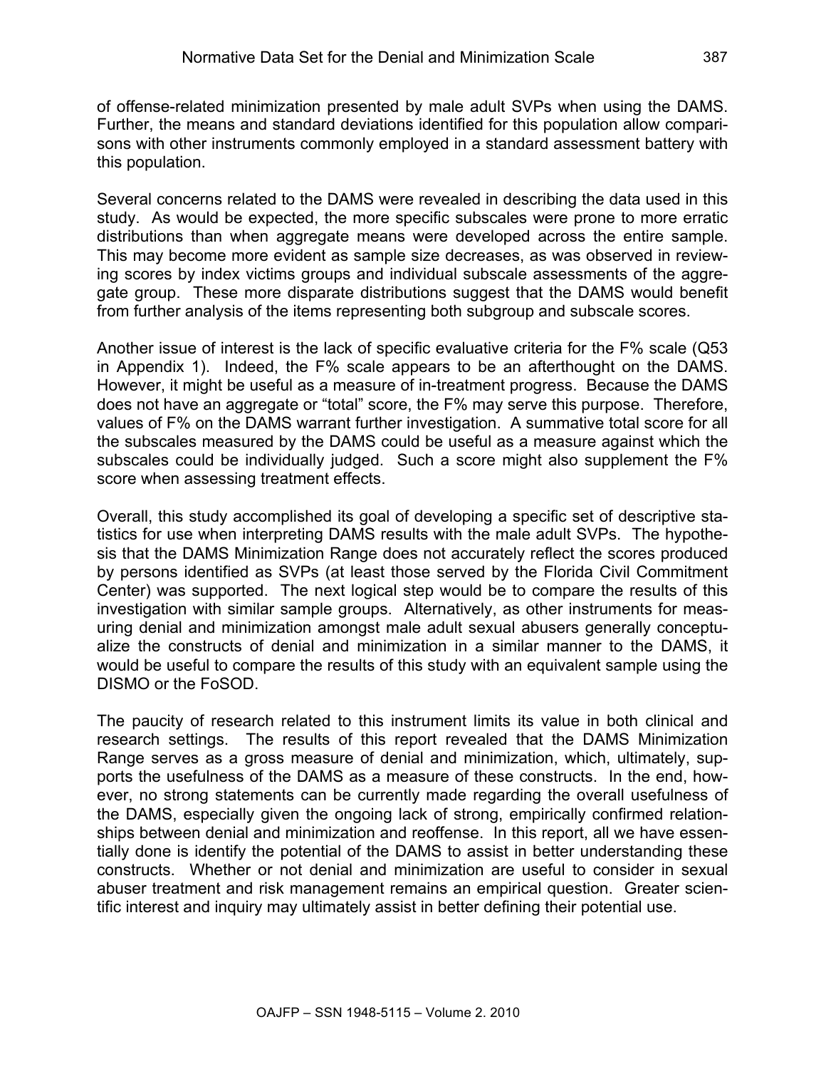of offense-related minimization presented by male adult SVPs when using the DAMS. Further, the means and standard deviations identified for this population allow comparisons with other instruments commonly employed in a standard assessment battery with this population.

Several concerns related to the DAMS were revealed in describing the data used in this study. As would be expected, the more specific subscales were prone to more erratic distributions than when aggregate means were developed across the entire sample. This may become more evident as sample size decreases, as was observed in reviewing scores by index victims groups and individual subscale assessments of the aggregate group. These more disparate distributions suggest that the DAMS would benefit from further analysis of the items representing both subgroup and subscale scores.

Another issue of interest is the lack of specific evaluative criteria for the F% scale (Q53 in Appendix 1). Indeed, the F% scale appears to be an afterthought on the DAMS. However, it might be useful as a measure of in-treatment progress. Because the DAMS does not have an aggregate or "total" score, the F% may serve this purpose. Therefore, values of F% on the DAMS warrant further investigation. A summative total score for all the subscales measured by the DAMS could be useful as a measure against which the subscales could be individually judged. Such a score might also supplement the F% score when assessing treatment effects.

Overall, this study accomplished its goal of developing a specific set of descriptive statistics for use when interpreting DAMS results with the male adult SVPs. The hypothesis that the DAMS Minimization Range does not accurately reflect the scores produced by persons identified as SVPs (at least those served by the Florida Civil Commitment Center) was supported. The next logical step would be to compare the results of this investigation with similar sample groups. Alternatively, as other instruments for measuring denial and minimization amongst male adult sexual abusers generally conceptualize the constructs of denial and minimization in a similar manner to the DAMS, it would be useful to compare the results of this study with an equivalent sample using the DISMO or the FoSOD.

The paucity of research related to this instrument limits its value in both clinical and research settings. The results of this report revealed that the DAMS Minimization Range serves as a gross measure of denial and minimization, which, ultimately, supports the usefulness of the DAMS as a measure of these constructs. In the end, however, no strong statements can be currently made regarding the overall usefulness of the DAMS, especially given the ongoing lack of strong, empirically confirmed relationships between denial and minimization and reoffense. In this report, all we have essentially done is identify the potential of the DAMS to assist in better understanding these constructs. Whether or not denial and minimization are useful to consider in sexual abuser treatment and risk management remains an empirical question. Greater scientific interest and inquiry may ultimately assist in better defining their potential use.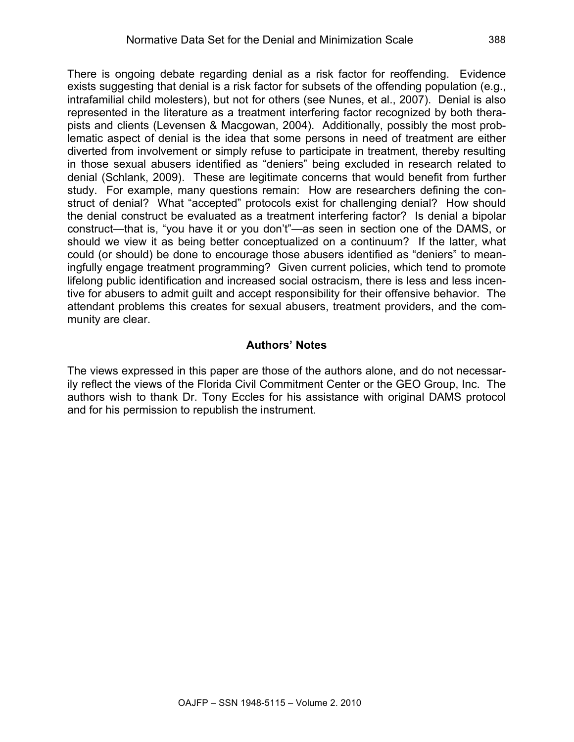There is ongoing debate regarding denial as a risk factor for reoffending. Evidence exists suggesting that denial is a risk factor for subsets of the offending population (e.g., intrafamilial child molesters), but not for others (see Nunes, et al., 2007). Denial is also represented in the literature as a treatment interfering factor recognized by both therapists and clients (Levensen & Macgowan, 2004). Additionally, possibly the most problematic aspect of denial is the idea that some persons in need of treatment are either diverted from involvement or simply refuse to participate in treatment, thereby resulting in those sexual abusers identified as "deniers" being excluded in research related to denial (Schlank, 2009). These are legitimate concerns that would benefit from further study. For example, many questions remain: How are researchers defining the construct of denial? What "accepted" protocols exist for challenging denial? How should the denial construct be evaluated as a treatment interfering factor? Is denial a bipolar construct—that is, "you have it or you don't"—as seen in section one of the DAMS, or should we view it as being better conceptualized on a continuum? If the latter, what could (or should) be done to encourage those abusers identified as "deniers" to meaningfully engage treatment programming? Given current policies, which tend to promote lifelong public identification and increased social ostracism, there is less and less incentive for abusers to admit guilt and accept responsibility for their offensive behavior. The attendant problems this creates for sexual abusers, treatment providers, and the community are clear.

## Authors' Notes

The views expressed in this paper are those of the authors alone, and do not necessarily reflect the views of the Florida Civil Commitment Center or the GEO Group, Inc. The authors wish to thank Dr. Tony Eccles for his assistance with original DAMS protocol and for his permission to republish the instrument.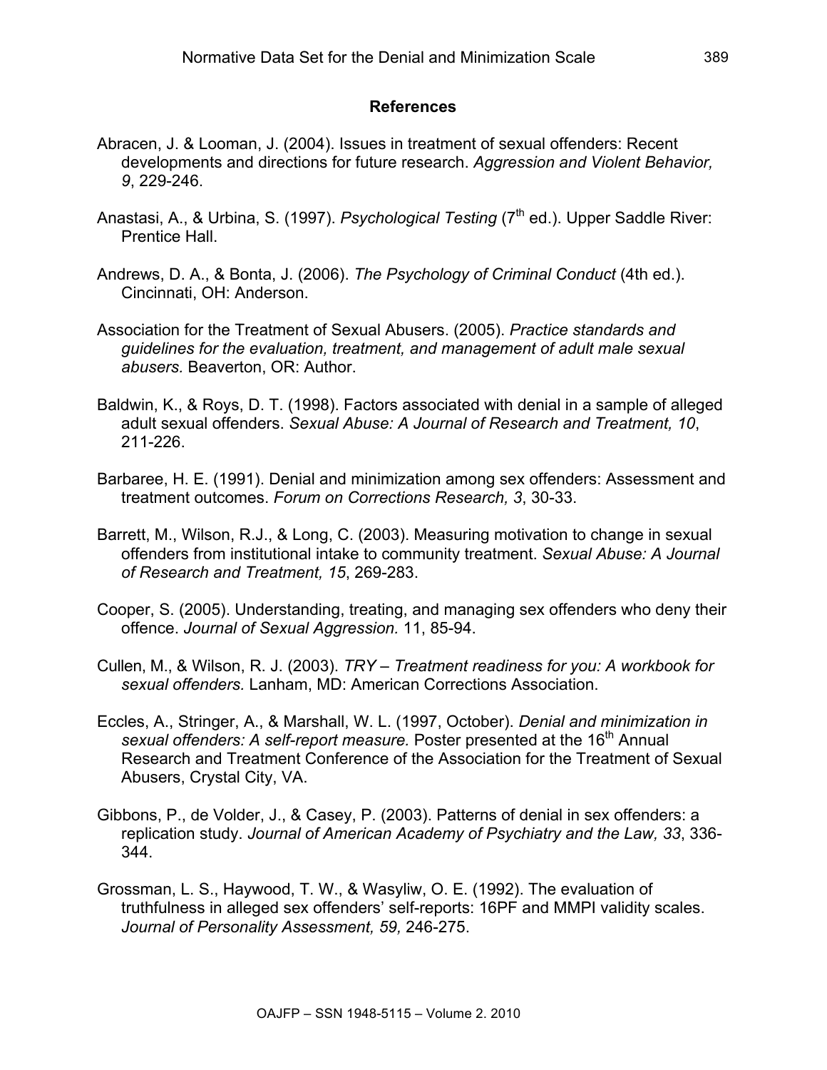## References

Abracen, J. & Looman, J. (2004). Issues in treatment of sexual offenders: Recent developments and directions for future research. *Aggression and Violent Behavior, 9*, 229-246.

Anastasi, A., & Urbina, S. (1997). *Psychological Testing* (7th ed.). Upper Saddle River: Prentice Hall.

Andrews, D. A., & Bonta, J. (2006). *The Psychology of Criminal Conduct* (4th ed.). Cincinnati, OH: Anderson.

Association for the Treatment of Sexual Abusers. (2005). *Practice standards and guidelines for the evaluation, treatment, and management of adult male sexual abusers.* Beaverton, OR: Author.

Baldwin, K., & Roys, D. T. (1998). Factors associated with denial in a sample of alleged adult sexual offenders. *Sexual Abuse: A Journal of Research and Treatment, 10*, 211-226.

Barbaree, H. E. (1991). Denial and minimization among sex offenders: Assessment and treatment outcomes. *Forum on Corrections Research, 3*, 30-33.

Barrett, M., Wilson, R.J., & Long, C. (2003). Measuring motivation to change in sexual offenders from institutional intake to community treatment. *Sexual Abuse: A Journal of Research and Treatment, 15*, 269-283.

Cooper, S. (2005). Understanding, treating, and managing sex offenders who deny their offence. *Journal of Sexual Aggression.* 11, 85-94.

Cullen, M., & Wilson, R. J. (2003). *TRY – Treatment readiness for you: A workbook for sexual offenders.* Lanham, MD: American Corrections Association.

Eccles, A., Stringer, A., & Marshall, W. L. (1997, October). *Denial and minimization in sexual offenders: A self-report measure.* Poster presented at the 16th Annual Research and Treatment Conference of the Association for the Treatment of Sexual Abusers, Crystal City, VA.

Gibbons, P., de Volder, J., & Casey, P. (2003). Patterns of denial in sex offenders: a replication study. *Journal of American Academy of Psychiatry and the Law, 33*, 336-344.

Grossman, L. S., Haywood, T. W., & Wasyliw, O. E. (1992). The evaluation of truthfulness in alleged sex offenders' self-reports: 16PF and MMPI validity scales. *Journal of Personality Assessment, 59,* 246-275.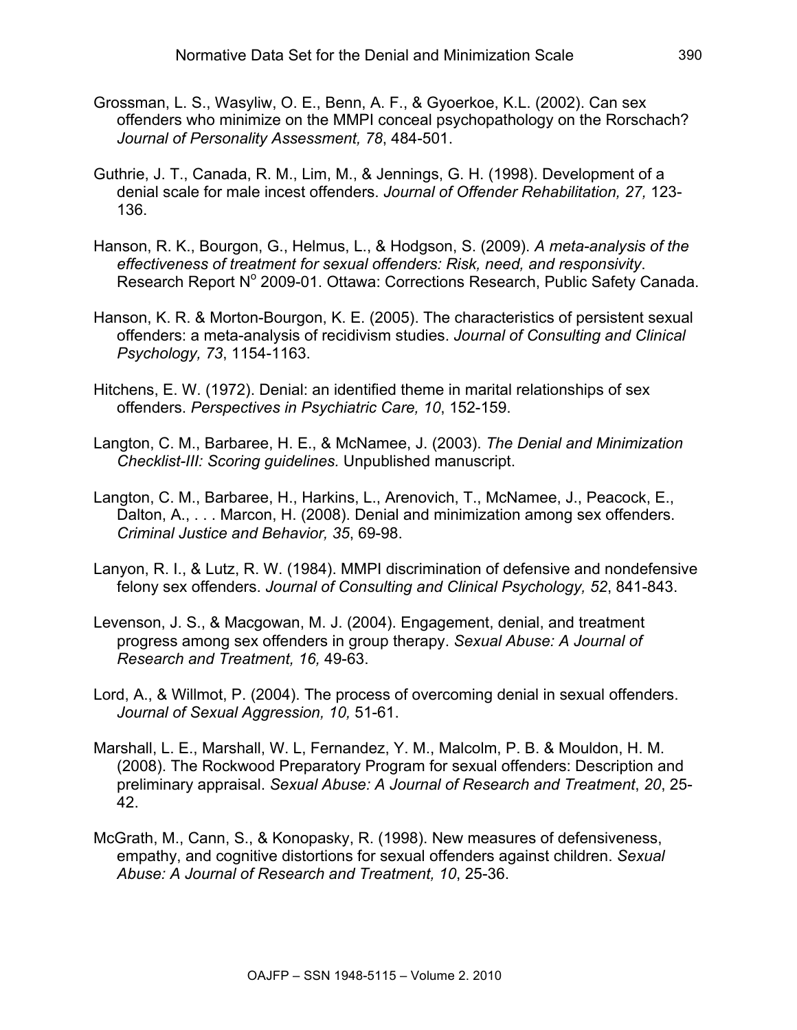Grossman, L. S., Wasyliw, O. E., Benn, A. F., & Gyoerkoe, K.L. (2002). Can sex offenders who minimize on the MMPI conceal psychopathology on the Rorschach? *Journal of Personality Assessment, 78*, 484-501.

Guthrie, J. T., Canada, R. M., Lim, M., & Jennings, G. H. (1998). Development of a denial scale for male incest offenders. *Journal of Offender Rehabilitation, 27,* 123-136.

Hanson, R. K., Bourgon, G., Helmus, L., & Hodgson, S. (2009). *A meta-analysis of the effectiveness of treatment for sexual offenders: Risk, need, and responsivity*. Research Report N$^{o}$ 2009-01. Ottawa: Corrections Research, Public Safety Canada.

Hanson, K. R. & Morton-Bourgon, K. E. (2005). The characteristics of persistent sexual offenders: a meta-analysis of recidivism studies. *Journal of Consulting and Clinical Psychology, 73*, 1154-1163.

Hitchens, E. W. (1972). Denial: an identified theme in marital relationships of sex offenders. *Perspectives in Psychiatric Care, 10*, 152-159.

Langton, C. M., Barbaree, H. E., & McNamee, J. (2003). *The Denial and Minimization Checklist-III: Scoring guidelines.* Unpublished manuscript.

Langton, C. M., Barbaree, H., Harkins, L., Arenovich, T., McNamee, J., Peacock, E., Dalton, A., . . . Marcon, H. (2008). Denial and minimization among sex offenders. *Criminal Justice and Behavior, 35*, 69-98.

Lanyon, R. I., & Lutz, R. W. (1984). MMPI discrimination of defensive and nondefensive felony sex offenders. *Journal of Consulting and Clinical Psychology, 52*, 841-843.

Levenson, J. S., & Macgowan, M. J. (2004). Engagement, denial, and treatment progress among sex offenders in group therapy. *Sexual Abuse: A Journal of Research and Treatment, 16,* 49-63.

Lord, A., & Willmot, P. (2004). The process of overcoming denial in sexual offenders. *Journal of Sexual Aggression, 10,* 51-61.

Marshall, L. E., Marshall, W. L, Fernandez, Y. M., Malcolm, P. B. & Mouldon, H. M. (2008). The Rockwood Preparatory Program for sexual offenders: Description and preliminary appraisal. *Sexual Abuse: A Journal of Research and Treatment*, *20*, 25-42.

McGrath, M., Cann, S., & Konopasky, R. (1998). New measures of defensiveness, empathy, and cognitive distortions for sexual offenders against children. *Sexual Abuse: A Journal of Research and Treatment, 10*, 25-36.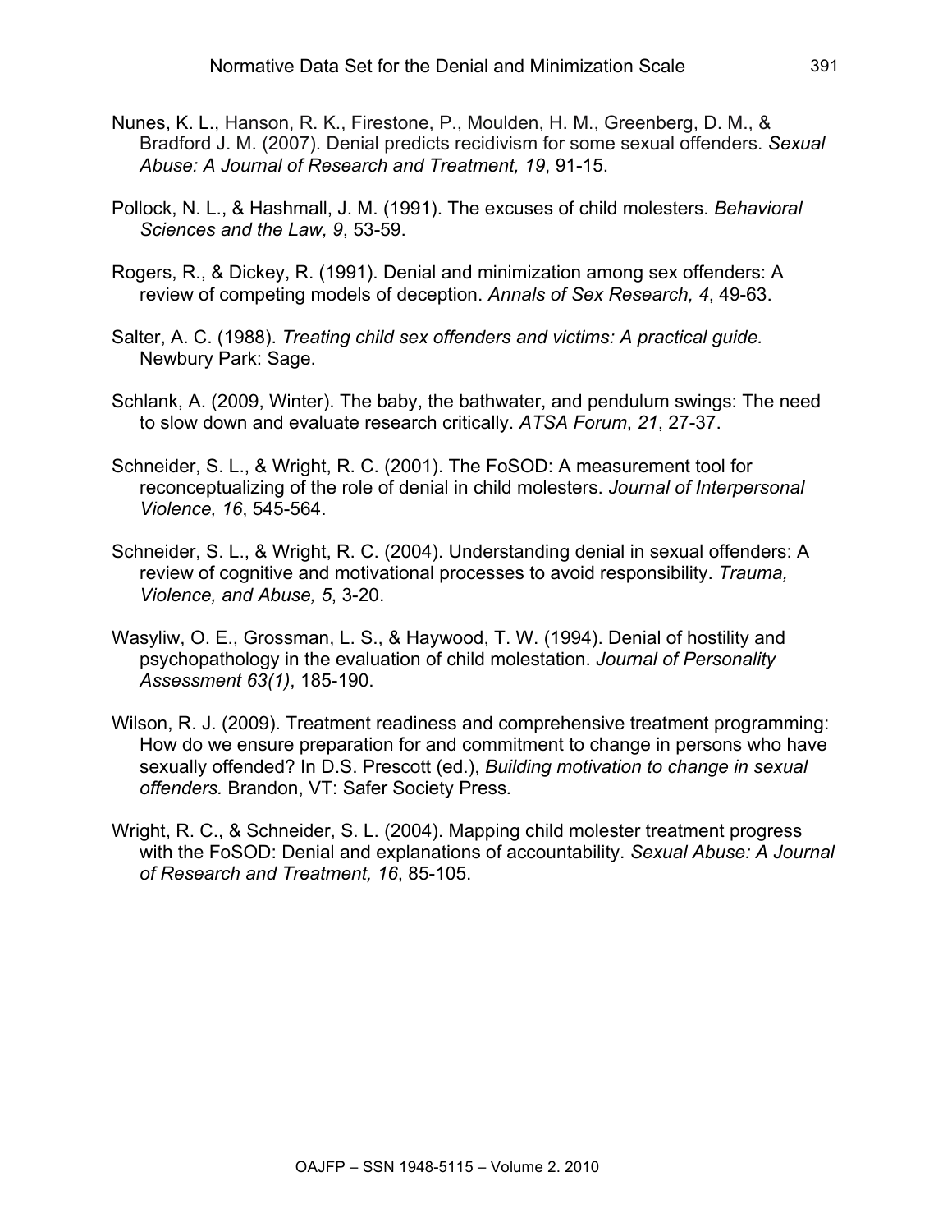Nunes, K. L., Hanson, R. K., Firestone, P., Moulden, H. M., Greenberg, D. M., & Bradford J. M. (2007). Denial predicts recidivism for some sexual offenders. *Sexual Abuse: A Journal of Research and Treatment, 19*, 91-15.

Pollock, N. L., & Hashmall, J. M. (1991). The excuses of child molesters. *Behavioral Sciences and the Law, 9*, 53-59.

Rogers, R., & Dickey, R. (1991). Denial and minimization among sex offenders: A review of competing models of deception. *Annals of Sex Research, 4*, 49-63.

Salter, A. C. (1988). *Treating child sex offenders and victims: A practical guide.* Newbury Park: Sage.

Schlank, A. (2009, Winter). The baby, the bathwater, and pendulum swings: The need to slow down and evaluate research critically. *ATSA Forum*, *21*, 27-37.

Schneider, S. L., & Wright, R. C. (2001). The FoSOD: A measurement tool for reconceptualizing of the role of denial in child molesters. *Journal of Interpersonal Violence, 16*, 545-564.

Schneider, S. L., & Wright, R. C. (2004). Understanding denial in sexual offenders: A review of cognitive and motivational processes to avoid responsibility. *Trauma, Violence, and Abuse, 5*, 3-20.

Wasyliw, O. E., Grossman, L. S., & Haywood, T. W. (1994). Denial of hostility and psychopathology in the evaluation of child molestation. *Journal of Personality Assessment 63(1)*, 185-190.

Wilson, R. J. (2009). Treatment readiness and comprehensive treatment programming: How do we ensure preparation for and commitment to change in persons who have sexually offended? In D.S. Prescott (ed.), *Building motivation to change in sexual offenders.* Brandon, VT: Safer Society Press*.*

Wright, R. C., & Schneider, S. L. (2004). Mapping child molester treatment progress with the FoSOD: Denial and explanations of accountability. *Sexual Abuse: A Journal of Research and Treatment, 16*, 85-105.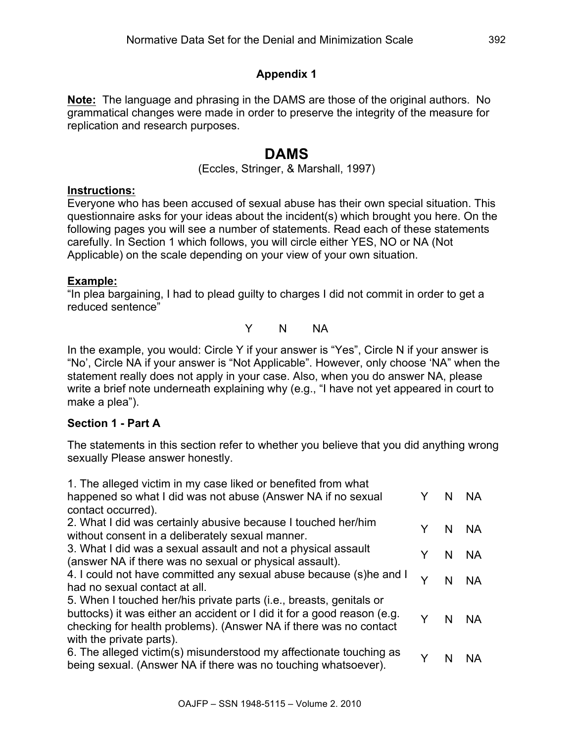## Appendix 1

**Note:** The language and phrasing in the DAMS are those of the original authors. No grammatical changes were made in order to preserve the integrity of the measure for replication and research purposes.

# DAMS

(Eccles, Stringer, & Marshall, 1997)

**Instructions:**

Everyone who has been accused of sexual abuse has their own special situation. This questionnaire asks for your ideas about the incident(s) which brought you here. On the following pages you will see a number of statements. Read each of these statements carefully. In Section 1 which follows, you will circle either YES, NO or NA (Not Applicable) on the scale depending on your view of your own situation.

**Example:**

"In plea bargaining, I had to plead guilty to charges I did not commit in order to get a reduced sentence"

Y N NA

In the example, you would: Circle Y if your answer is "Yes", Circle N if your answer is "No', Circle NA if your answer is "Not Applicable". However, only choose 'NA" when the statement really does not apply in your case. Also, when you do answer NA, please write a brief note underneath explaining why (e.g., "I have not yet appeared in court to make a plea").

### Section 1 - Part A

The statements in this section refer to whether you believe that you did anything wrong sexually Please answer honestly.

| | | | |
|---|---|---|---|
| 1. The alleged victim in my case liked or benefited from what happened so what I did was not abuse (Answer NA if no sexual contact occurred). | Y | N | NA |
| 2. What I did was certainly abusive because I touched her/him without consent in a deliberately sexual manner. | Y | N | NA |
| 3. What I did was a sexual assault and not a physical assault (answer NA if there was no sexual or physical assault). | Y | N | NA |
| 4. I could not have committed any sexual abuse because (s)he and I had no sexual contact at all. | Y | N | NA |
| 5. When I touched her/his private parts (i.e., breasts, genitals or buttocks) it was either an accident or I did it for a good reason (e.g. checking for health problems). (Answer NA if there was no contact with the private parts). | Y | N | NA |
| 6. The alleged victim(s) misunderstood my affectionate touching as being sexual. (Answer NA if there was no touching whatsoever). | Y | N | NA |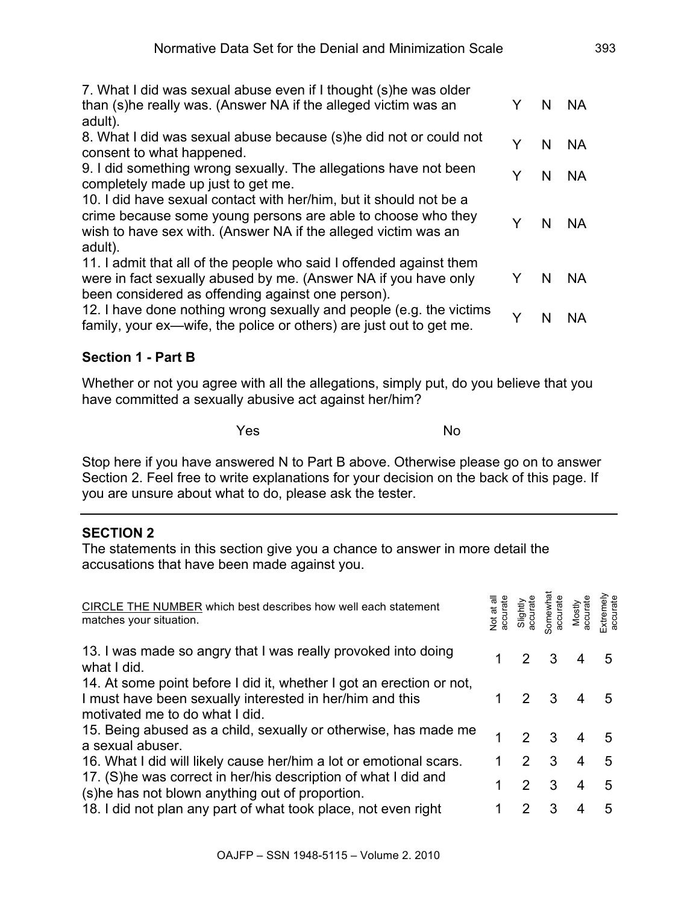| | | | |
|---|---|---|---|
| 7. What I did was sexual abuse even if I thought (s)he was older than (s)he really was. (Answer NA if the alleged victim was an adult). | Y | N | NA |
| 8. What I did was sexual abuse because (s)he did not or could not consent to what happened. | Y | N | NA |
| 9. I did something wrong sexually. The allegations have not been completely made up just to get me. | Y | N | NA |
| 10. I did have sexual contact with her/him, but it should not be a crime because some young persons are able to choose who they wish to have sex with. (Answer NA if the alleged victim was an adult). | Y | N | NA |
| 11. I admit that all of the people who said I offended against them were in fact sexually abused by me. (Answer NA if you have only been considered as offending against one person). | Y | N | NA |
| 12. I have done nothing wrong sexually and people (e.g. the victims family, your ex—wife, the police or others) are just out to get me. | Y | N | NA |

### Section 1 - Part B

Whether or not you agree with all the allegations, simply put, do you believe that you have committed a sexually abusive act against her/him?

Yes No

Stop here if you have answered N to Part B above. Otherwise please go on to answer Section 2. Feel free to write explanations for your decision on the back of this page. If you are unsure about what to do, please ask the tester.

---

### SECTION 2

The statements in this section give you a chance to answer in more detail the accusations that have been made against you.

| CIRCLE THE NUMBER which best describes how well each statement matches your situation. | Not at all accurate | Slightly accurate | Somewhat accurate | Mostly accurate | Extremely accurate |
|---|---|---|---|---|---|
| 13. I was made so angry that I was really provoked into doing what I did. | 1 | 2 | 3 | 4 | 5 |
| 14. At some point before I did it, whether I got an erection or not, I must have been sexually interested in her/him and this motivated me to do what I did. | 1 | 2 | 3 | 4 | 5 |
| 15. Being abused as a child, sexually or otherwise, has made me a sexual abuser. | 1 | 2 | 3 | 4 | 5 |
| 16. What I did will likely cause her/him a lot or emotional scars. | 1 | 2 | 3 | 4 | 5 |
| 17. (S)he was correct in her/his description of what I did and (s)he has not blown anything out of proportion. | 1 | 2 | 3 | 4 | 5 |
| 18. I did not plan any part of what took place, not even right | 1 | 2 | 3 | 4 | 5 |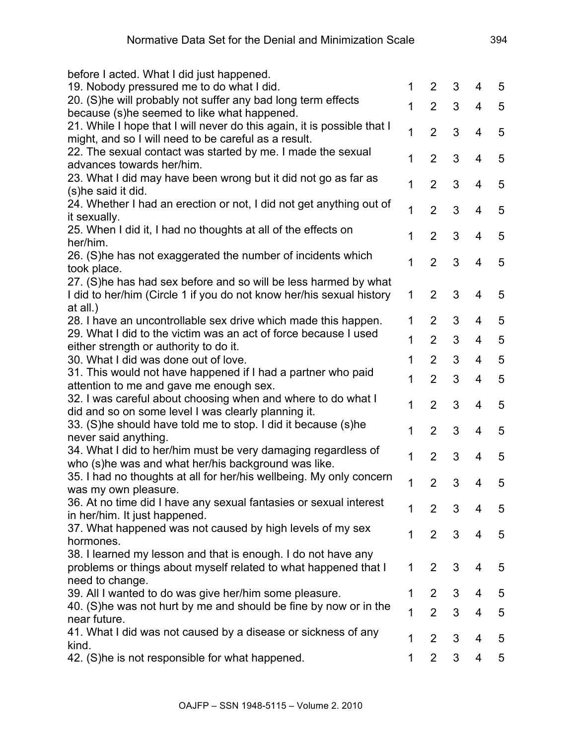| | | | | | |
|---|---|---|---|---|---|
| before I acted. What I did just happened. | | | | | |
| 19. Nobody pressured me to do what I did. | 1 | 2 | 3 | 4 | 5 |
| 20. (S)he will probably not suffer any bad long term effects because (s)he seemed to like what happened. | 1 | 2 | 3 | 4 | 5 |
| 21. While I hope that I will never do this again, it is possible that I might, and so I will need to be careful as a result. | 1 | 2 | 3 | 4 | 5 |
| 22. The sexual contact was started by me. I made the sexual advances towards her/him. | 1 | 2 | 3 | 4 | 5 |
| 23. What I did may have been wrong but it did not go as far as (s)he said it did. | 1 | 2 | 3 | 4 | 5 |
| 24. Whether I had an erection or not, I did not get anything out of it sexually. | 1 | 2 | 3 | 4 | 5 |
| 25. When I did it, I had no thoughts at all of the effects on her/him. | 1 | 2 | 3 | 4 | 5 |
| 26. (S)he has not exaggerated the number of incidents which took place. | 1 | 2 | 3 | 4 | 5 |
| 27. (S)he has had sex before and so will be less harmed by what I did to her/him (Circle 1 if you do not know her/his sexual history at all.) | 1 | 2 | 3 | 4 | 5 |
| 28. I have an uncontrollable sex drive which made this happen. | 1 | 2 | 3 | 4 | 5 |
| 29. What I did to the victim was an act of force because I used either strength or authority to do it. | 1 | 2 | 3 | 4 | 5 |
| 30. What I did was done out of love. | 1 | 2 | 3 | 4 | 5 |
| 31. This would not have happened if I had a partner who paid attention to me and gave me enough sex. | 1 | 2 | 3 | 4 | 5 |
| 32. I was careful about choosing when and where to do what I did and so on some level I was clearly planning it. | 1 | 2 | 3 | 4 | 5 |
| 33. (S)he should have told me to stop. I did it because (s)he never said anything. | 1 | 2 | 3 | 4 | 5 |
| 34. What I did to her/him must be very damaging regardless of who (s)he was and what her/his background was like. | 1 | 2 | 3 | 4 | 5 |
| 35. I had no thoughts at all for her/his wellbeing. My only concern was my own pleasure. | 1 | 2 | 3 | 4 | 5 |
| 36. At no time did I have any sexual fantasies or sexual interest in her/him. It just happened. | 1 | 2 | 3 | 4 | 5 |
| 37. What happened was not caused by high levels of my sex hormones. | 1 | 2 | 3 | 4 | 5 |
| 38. I learned my lesson and that is enough. I do not have any problems or things about myself related to what happened that I need to change. | 1 | 2 | 3 | 4 | 5 |
| 39. All I wanted to do was give her/him some pleasure. | 1 | 2 | 3 | 4 | 5 |
| 40. (S)he was not hurt by me and should be fine by now or in the near future. | 1 | 2 | 3 | 4 | 5 |
| 41. What I did was not caused by a disease or sickness of any kind. | 1 | 2 | 3 | 4 | 5 |
| 42. (S)he is not responsible for what happened. | 1 | 2 | 3 | 4 | 5 |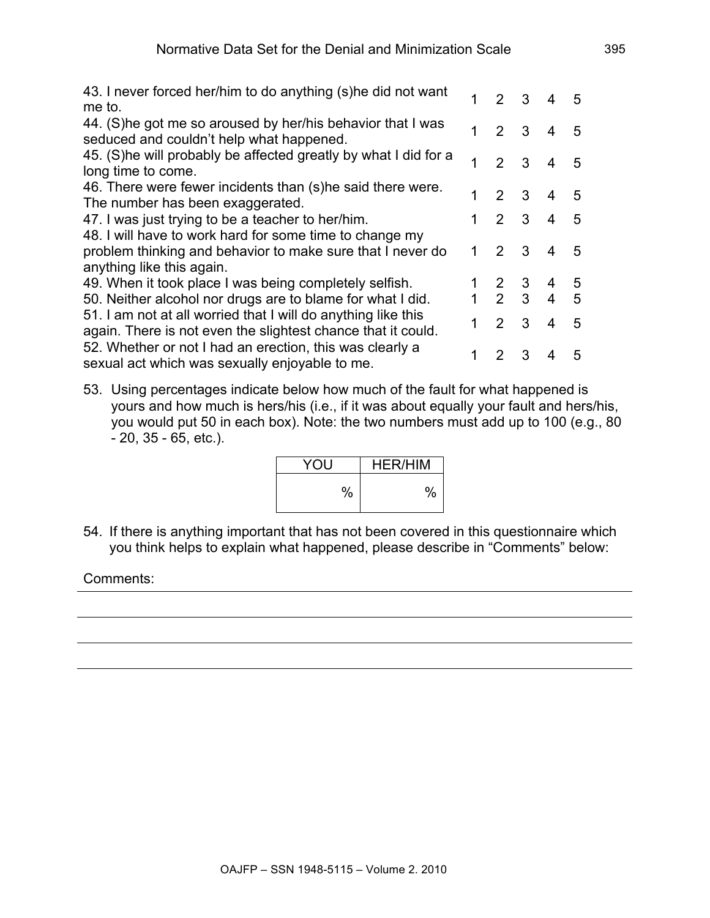| | | | | | |
|---|---|---|---|---|---|
| 43. I never forced her/him to do anything (s)he did not want me to. | 1 | 2 | 3 | 4 | 5 |
| 44. (S)he got me so aroused by her/his behavior that I was seduced and couldn't help what happened. | 1 | 2 | 3 | 4 | 5 |
| 45. (S)he will probably be affected greatly by what I did for a long time to come. | 1 | 2 | 3 | 4 | 5 |
| 46. There were fewer incidents than (s)he said there were. The number has been exaggerated. | 1 | 2 | 3 | 4 | 5 |
| 47. I was just trying to be a teacher to her/him. | 1 | 2 | 3 | 4 | 5 |
| 48. I will have to work hard for some time to change my problem thinking and behavior to make sure that I never do anything like this again. | 1 | 2 | 3 | 4 | 5 |
| 49. When it took place I was being completely selfish. | 1 | 2 | 3 | 4 | 5 |
| 50. Neither alcohol nor drugs are to blame for what I did. | 1 | 2 | 3 | 4 | 5 |
| 51. I am not at all worried that I will do anything like this again. There is not even the slightest chance that it could. | 1 | 2 | 3 | 4 | 5 |
| 52. Whether or not I had an erection, this was clearly a sexual act which was sexually enjoyable to me. | 1 | 2 | 3 | 4 | 5 |

53. Using percentages indicate below how much of the fault for what happened is yours and how much is hers/his (i.e., if it was about equally your fault and hers/his, you would put 50 in each box). Note: the two numbers must add up to 100 (e.g., 80 - 20, 35 - 65, etc.).

| YOU | HER/HIM |
|---|---|
| % | % |

54. If there is anything important that has not been covered in this questionnaire which you think helps to explain what happened, please describe in "Comments" below:

Comments: